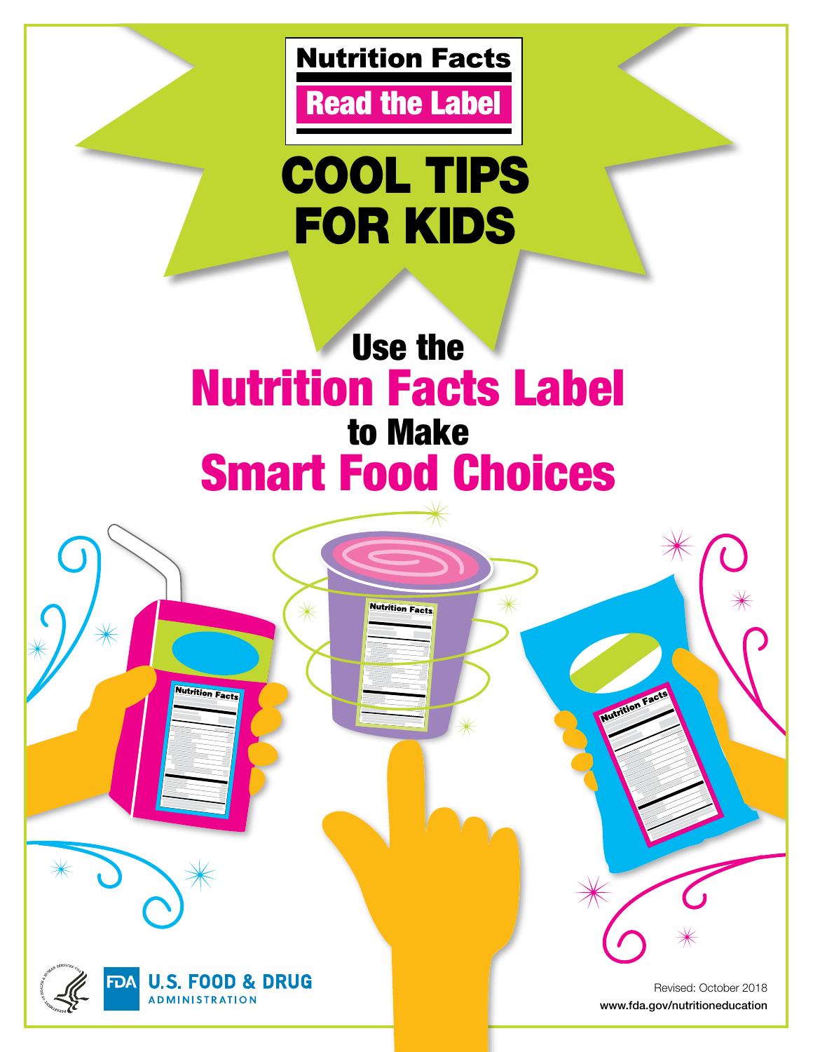**Nutrition Facts**

**Read the Label**

# COOL TIPS FOR KIDS

## Use the Nutrition Facts Label to Make Smart Food Choices

U.S. FOOD & DRUG ADMINISTRATION

Revised: October 2018

www.fda.gov/nutritioneducation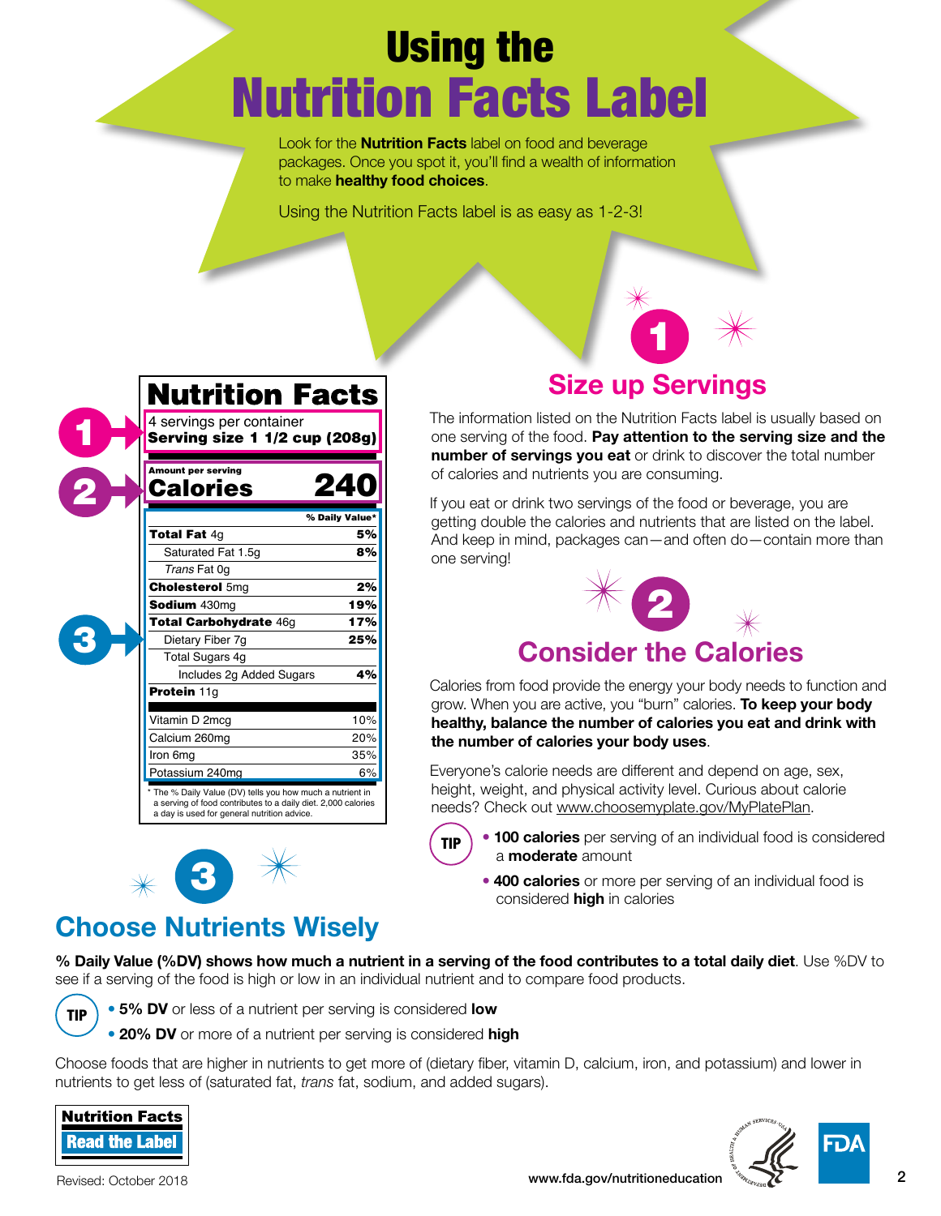# Using the Nutrition Facts Label

Look for the **Nutrition Facts** label on food and beverage packages. Once you spot it, you'll find a wealth of information to make **healthy food choices**.

Using the Nutrition Facts label is as easy as 1-2-3!

**Nutrition Facts**

1 → 4 servings per container
**Serving size 1 1/2 cup (208g)**

2 → Amount per serving
**Calories 240**

3 →

| | % Daily Value* |
|---|---|
| **Total Fat** 4g | **5%** |
| Saturated Fat 1.5g | **8%** |
| *Trans* Fat 0g | |
| **Cholesterol** 5mg | **2%** |
| **Sodium** 430mg | **19%** |
| **Total Carbohydrate** 46g | **17%** |
| Dietary Fiber 7g | **25%** |
| Total Sugars 4g | |
| Includes 2g Added Sugars | **4%** |
| **Protein** 11g | |
| Vitamin D 2mcg | 10% |
| Calcium 260mg | 20% |
| Iron 6mg | 35% |
| Potassium 240mg | 6% |

* The % Daily Value (DV) tells you how much a nutrient in a serving of food contributes to a daily diet. 2,000 calories a day is used for general nutrition advice.

## 1 Size up Servings

The information listed on the Nutrition Facts label is usually based on one serving of the food. **Pay attention to the serving size and the number of servings you eat** or drink to discover the total number of calories and nutrients you are consuming.

If you eat or drink two servings of the food or beverage, you are getting double the calories and nutrients that are listed on the label. And keep in mind, packages can—and often do—contain more than one serving!

## 2 Consider the Calories

Calories from food provide the energy your body needs to function and grow. When you are active, you "burn" calories. **To keep your body healthy, balance the number of calories you eat and drink with the number of calories your body uses**.

Everyone's calorie needs are different and depend on age, sex, height, weight, and physical activity level. Curious about calorie needs? Check out www.choosemyplate.gov/MyPlatePlan.

**TIP**

- **100 calories** per serving of an individual food is considered a **moderate** amount
- **400 calories** or more per serving of an individual food is considered **high** in calories

## 3 Choose Nutrients Wisely

**% Daily Value (%DV) shows how much a nutrient in a serving of the food contributes to a total daily diet**. Use %DV to see if a serving of the food is high or low in an individual nutrient and to compare food products.

**TIP**

- **5% DV** or less of a nutrient per serving is considered **low**
- **20% DV** or more of a nutrient per serving is considered **high**

Choose foods that are higher in nutrients to get more of (dietary fiber, vitamin D, calcium, iron, and potassium) and lower in nutrients to get less of (saturated fat, *trans* fat, sodium, and added sugars).

**Nutrition Facts**
**Read the Label**

Revised: October 2018

www.fda.gov/nutritioneducation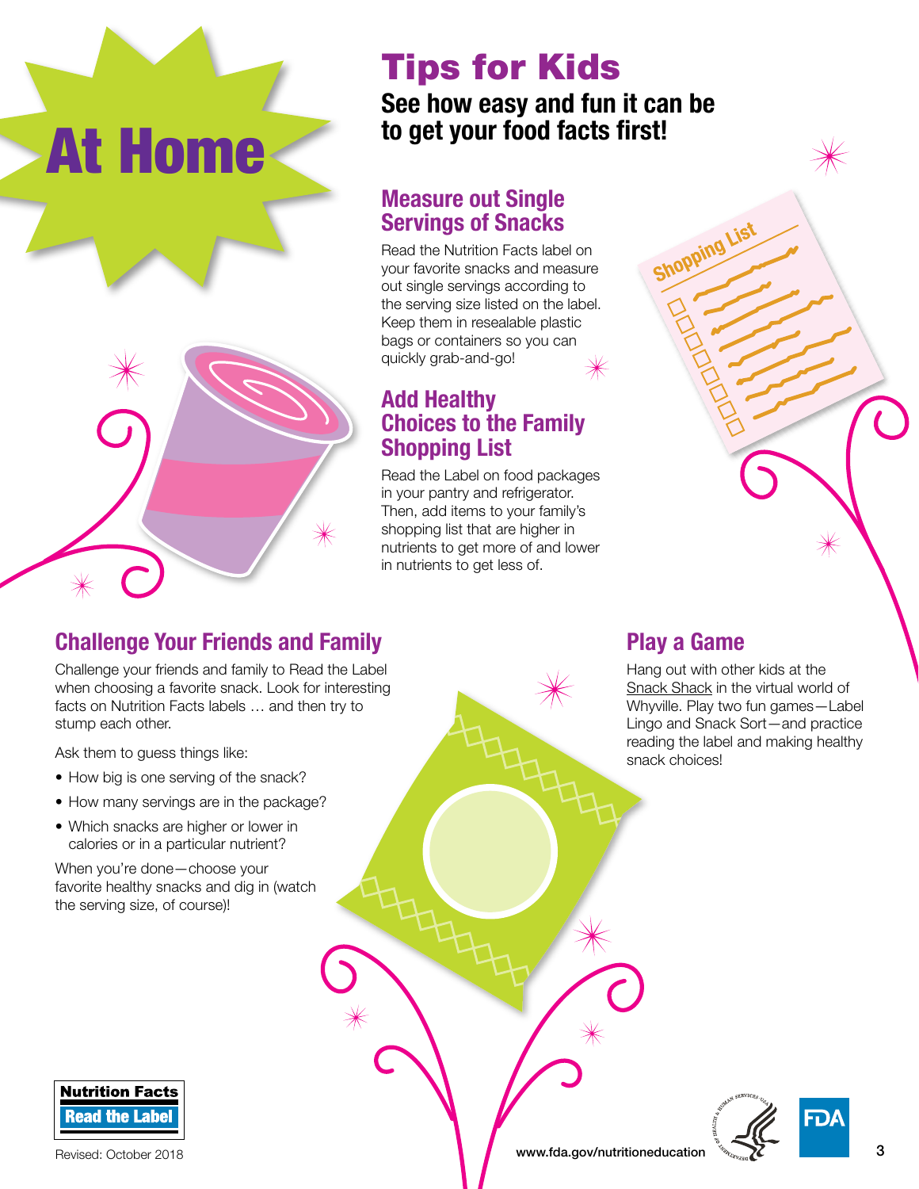# At Home

## Tips for Kids

**See how easy and fun it can be to get your food facts first!**

### Measure out Single Servings of Snacks

Read the Nutrition Facts label on your favorite snacks and measure out single servings according to the serving size listed on the label. Keep them in resealable plastic bags or containers so you can quickly grab-and-go!

### Add Healthy Choices to the Family Shopping List

Read the Label on food packages in your pantry and refrigerator. Then, add items to your family's shopping list that are higher in nutrients to get more of and lower in nutrients to get less of.

### Challenge Your Friends and Family

Challenge your friends and family to Read the Label when choosing a favorite snack. Look for interesting facts on Nutrition Facts labels … and then try to stump each other.

Ask them to guess things like:

- How big is one serving of the snack?
- How many servings are in the package?
- Which snacks are higher or lower in calories or in a particular nutrient?

When you're done—choose your favorite healthy snacks and dig in (watch the serving size, of course)!

### Play a Game

Hang out with other kids at the Snack Shack in the virtual world of Whyville. Play two fun games—Label Lingo and Snack Sort—and practice reading the label and making healthy snack choices!

Nutrition Facts Read the Label

Revised: October 2018

www.fda.gov/nutritioneducation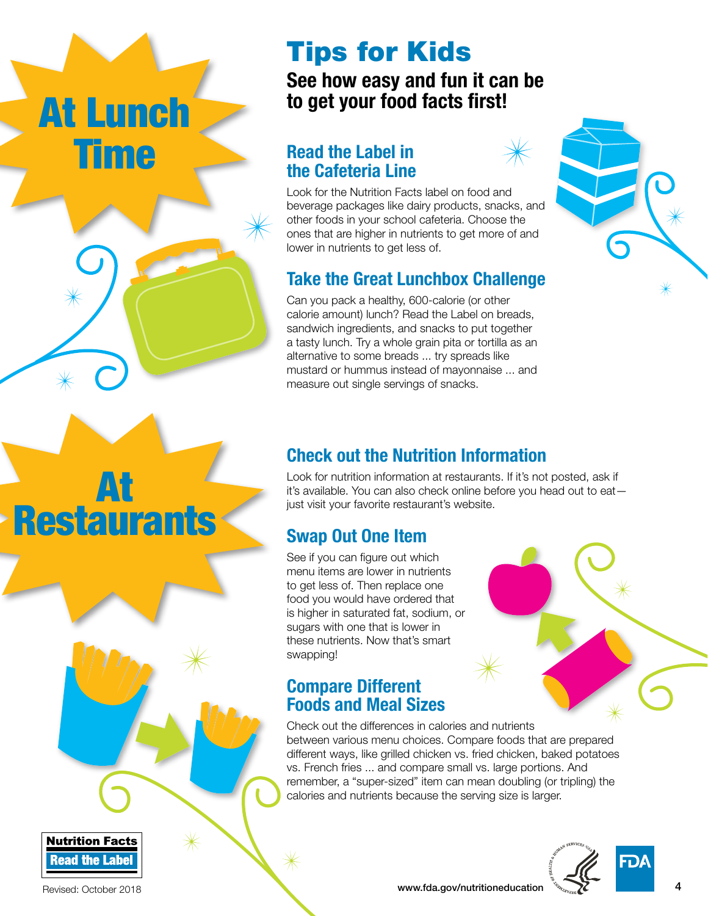# Tips for Kids

**See how easy and fun it can be to get your food facts first!**

## At Lunch Time

### Read the Label in the Cafeteria Line

Look for the Nutrition Facts label on food and beverage packages like dairy products, snacks, and other foods in your school cafeteria. Choose the ones that are higher in nutrients to get more of and lower in nutrients to get less of.

### Take the Great Lunchbox Challenge

Can you pack a healthy, 600-calorie (or other calorie amount) lunch? Read the Label on breads, sandwich ingredients, and snacks to put together a tasty lunch. Try a whole grain pita or tortilla as an alternative to some breads ... try spreads like mustard or hummus instead of mayonnaise ... and measure out single servings of snacks.

## At Restaurants

### Check out the Nutrition Information

Look for nutrition information at restaurants. If it's not posted, ask if it's available. You can also check online before you head out to eat—just visit your favorite restaurant's website.

### Swap Out One Item

See if you can figure out which menu items are lower in nutrients to get less of. Then replace one food you would have ordered that is higher in saturated fat, sodium, or sugars with one that is lower in these nutrients. Now that's smart swapping!

### Compare Different Foods and Meal Sizes

Check out the differences in calories and nutrients between various menu choices. Compare foods that are prepared different ways, like grilled chicken vs. fried chicken, baked potatoes vs. French fries ... and compare small vs. large portions. And remember, a "super-sized" item can mean doubling (or tripling) the calories and nutrients because the serving size is larger.

**Nutrition Facts**
**Read the Label**

Revised: October 2018

www.fda.gov/nutritioneducation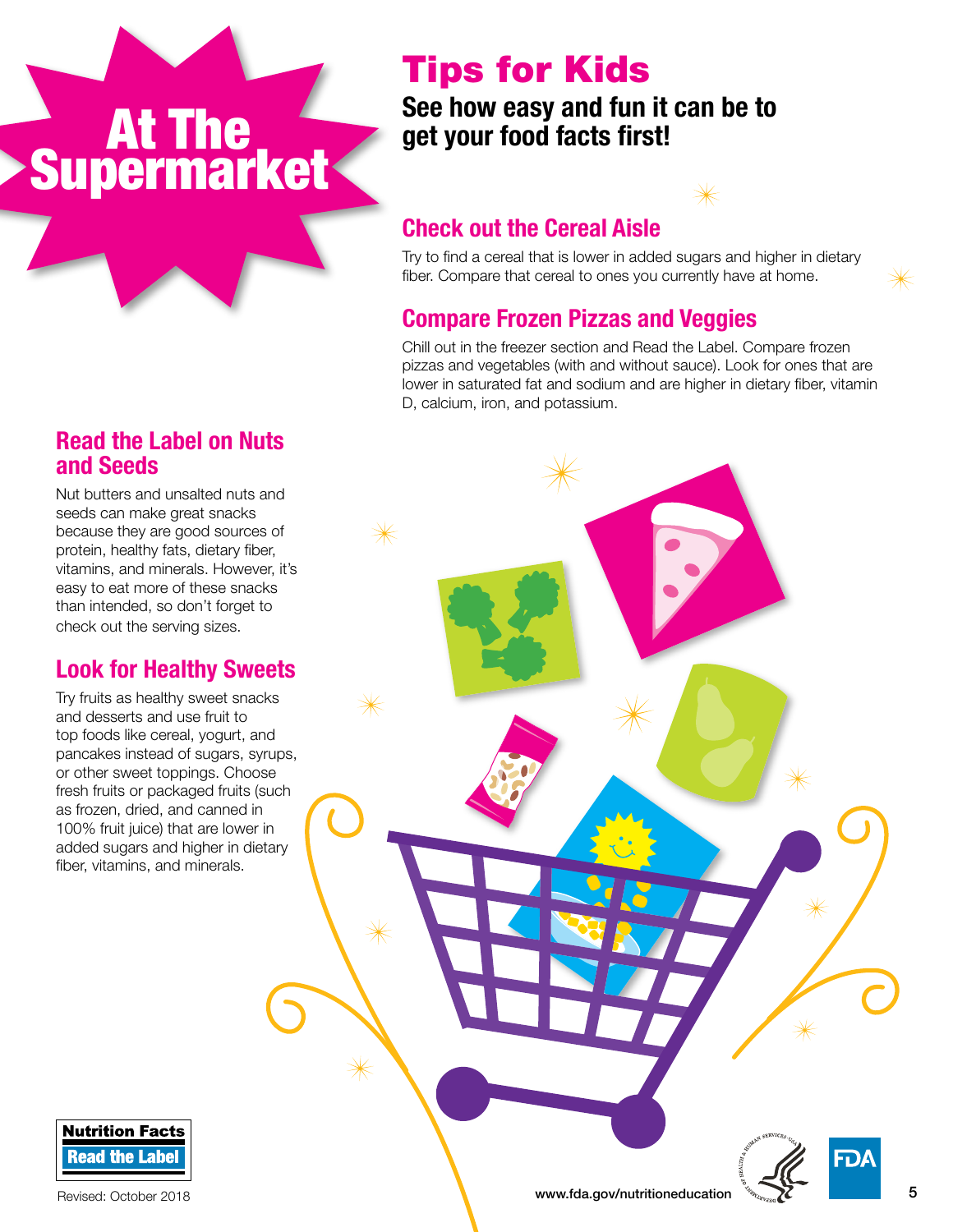# At The Supermarket

# Tips for Kids

**See how easy and fun it can be to get your food facts first!**

## Check out the Cereal Aisle

Try to find a cereal that is lower in added sugars and higher in dietary fiber. Compare that cereal to ones you currently have at home.

## Compare Frozen Pizzas and Veggies

Chill out in the freezer section and Read the Label. Compare frozen pizzas and vegetables (with and without sauce). Look for ones that are lower in saturated fat and sodium and are higher in dietary fiber, vitamin D, calcium, iron, and potassium.

## Read the Label on Nuts and Seeds

Nut butters and unsalted nuts and seeds can make great snacks because they are good sources of protein, healthy fats, dietary fiber, vitamins, and minerals. However, it's easy to eat more of these snacks than intended, so don't forget to check out the serving sizes.

## Look for Healthy Sweets

Try fruits as healthy sweet snacks and desserts and use fruit to top foods like cereal, yogurt, and pancakes instead of sugars, syrups, or other sweet toppings. Choose fresh fruits or packaged fruits (such as frozen, dried, and canned in 100% fruit juice) that are lower in added sugars and higher in dietary fiber, vitamins, and minerals.

Nutrition Facts
Read the Label

Revised: October 2018

www.fda.gov/nutritioneducation